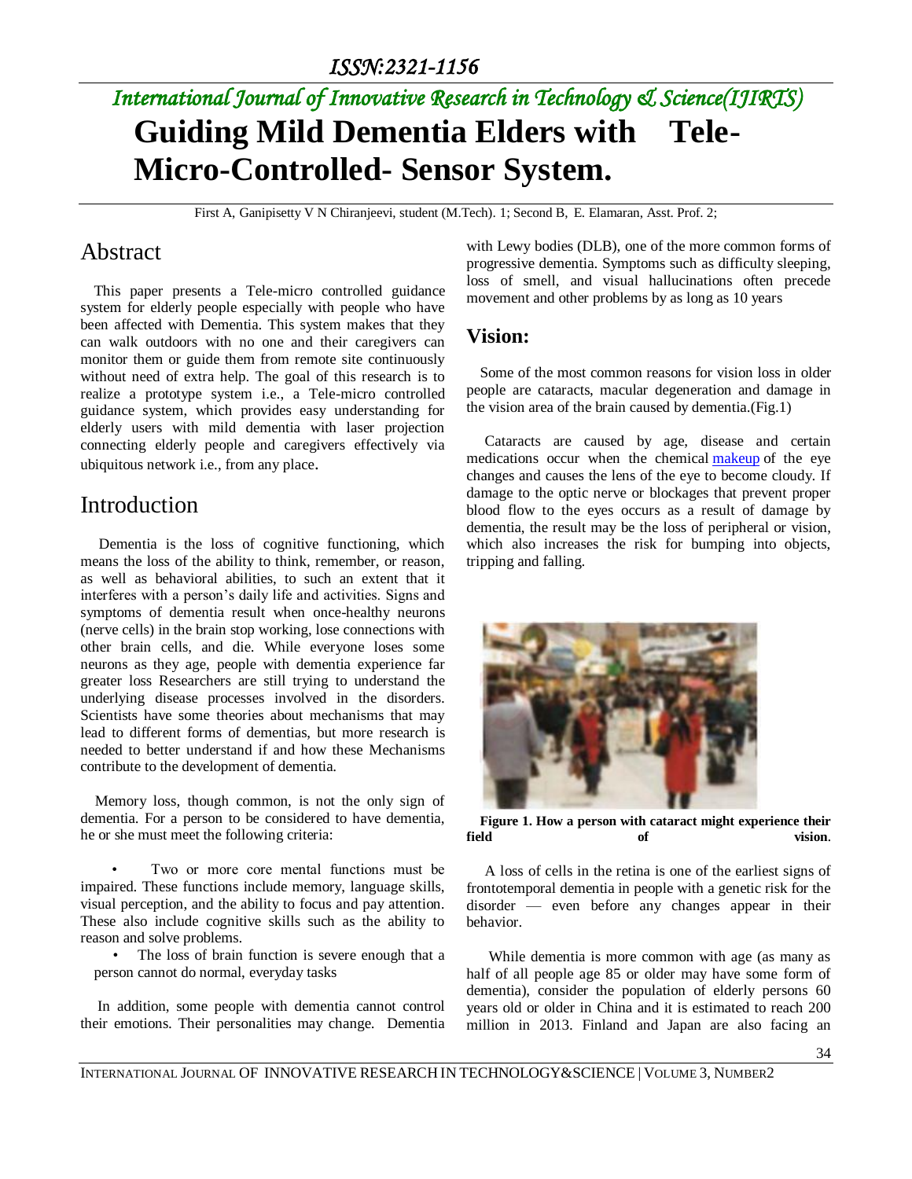# Guiding Mild Dementia Elders with Tele-Micro-Controlled- Sensor System.

First A, Ganipisetty V N Chiranjeevi, student (M.Tech). 1; Second B, E. Elamaran, Asst. Prof. 2;

## Abstract

This paper presents a Tele-micro controlled guidance system for elderly people especially with people who have been affected with Dementia. This system makes that they can walk outdoors with no one and their caregivers can monitor them or guide them from remote site continuously without need of extra help. The goal of this research is to realize a prototype system i.e., a Tele-micro controlled guidance system, which provides easy understanding for elderly users with mild dementia with laser projection connecting elderly people and caregivers effectively via ubiquitous network i.e., from any place.

## Introduction

Dementia is the loss of cognitive functioning, which means the loss of the ability to think, remember, or reason, as well as behavioral abilities, to such an extent that it interferes with a person's daily life and activities. Signs and symptoms of dementia result when once-healthy neurons (nerve cells) in the brain stop working, lose connections with other brain cells, and die. While everyone loses some neurons as they age, people with dementia experience far greater loss Researchers are still trying to understand the underlying disease processes involved in the disorders. Scientists have some theories about mechanisms that may lead to different forms of dementias, but more research is needed to better understand if and how these Mechanisms contribute to the development of dementia.

Memory loss, though common, is not the only sign of dementia. For a person to be considered to have dementia, he or she must meet the following criteria:

- Two or more core mental functions must be impaired. These functions include memory, language skills, visual perception, and the ability to focus and pay attention. These also include cognitive skills such as the ability to reason and solve problems.
- The loss of brain function is severe enough that a person cannot do normal, everyday tasks

In addition, some people with dementia cannot control their emotions. Their personalities may change. Dementia with Lewy bodies (DLB), one of the more common forms of progressive dementia. Symptoms such as difficulty sleeping, loss of smell, and visual hallucinations often precede movement and other problems by as long as 10 years

## Vision:

Some of the most common reasons for vision loss in older people are cataracts, macular degeneration and damage in the vision area of the brain caused by dementia.(Fig.1)

Cataracts are caused by age, disease and certain medications occur when the chemical makeup of the eye changes and causes the lens of the eye to become cloudy. If damage to the optic nerve or blockages that prevent proper blood flow to the eyes occurs as a result of damage by dementia, the result may be the loss of peripheral or vision, which also increases the risk for bumping into objects, tripping and falling.

**Figure 1. How a person with cataract might experience their field of vision.**

A loss of cells in the retina is one of the earliest signs of frontotemporal dementia in people with a genetic risk for the disorder — even before any changes appear in their behavior.

While dementia is more common with age (as many as half of all people age 85 or older may have some form of dementia), consider the population of elderly persons 60 years old or older in China and it is estimated to reach 200 million in 2013. Finland and Japan are also facing an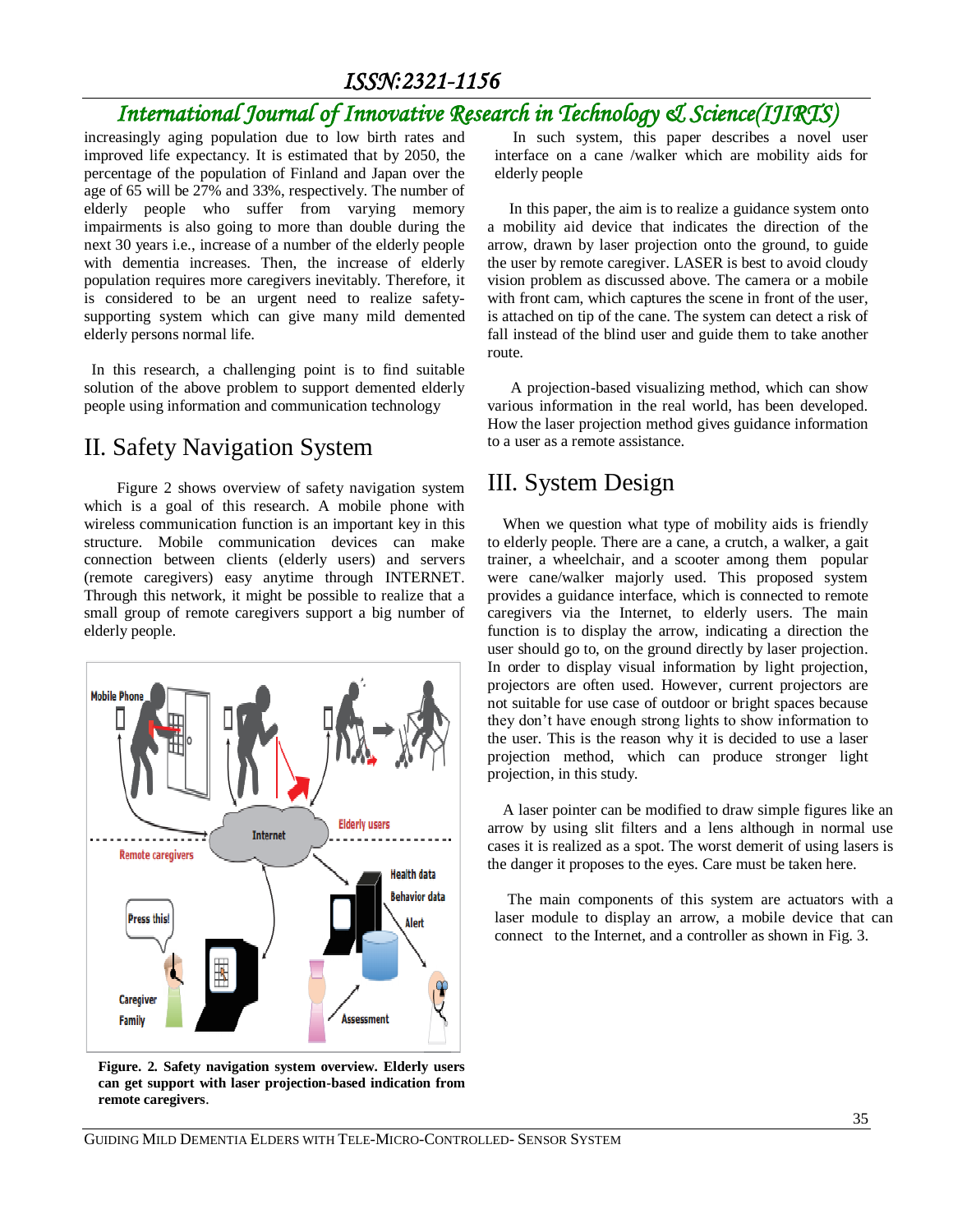increasingly aging population due to low birth rates and improved life expectancy. It is estimated that by 2050, the percentage of the population of Finland and Japan over the age of 65 will be 27% and 33%, respectively. The number of elderly people who suffer from varying memory impairments is also going to more than double during the next 30 years i.e., increase of a number of the elderly people with dementia increases. Then, the increase of elderly population requires more caregivers inevitably. Therefore, it is considered to be an urgent need to realize safety-supporting system which can give many mild demented elderly persons normal life.

In this research, a challenging point is to find suitable solution of the above problem to support demented elderly people using information and communication technology

## II. Safety Navigation System

Figure 2 shows overview of safety navigation system which is a goal of this research. A mobile phone with wireless communication function is an important key in this structure. Mobile communication devices can make connection between clients (elderly users) and servers (remote caregivers) easy anytime through INTERNET. Through this network, it might be possible to realize that a small group of remote caregivers support a big number of elderly people.

Mobile Phone

Internet

Elderly users

Remote caregivers

Health data

Behavior data

Alert

Press this!

Caregiver

Family

Assessment

**Figure. 2. Safety navigation system overview. Elderly users can get support with laser projection-based indication from remote caregivers**.

In such system, this paper describes a novel user interface on a cane /walker which are mobility aids for elderly people

In this paper, the aim is to realize a guidance system onto a mobility aid device that indicates the direction of the arrow, drawn by laser projection onto the ground, to guide the user by remote caregiver. LASER is best to avoid cloudy vision problem as discussed above. The camera or a mobile with front cam, which captures the scene in front of the user, is attached on tip of the cane. The system can detect a risk of fall instead of the blind user and guide them to take another route.

A projection-based visualizing method, which can show various information in the real world, has been developed. How the laser projection method gives guidance information to a user as a remote assistance.

## III. System Design

When we question what type of mobility aids is friendly to elderly people. There are a cane, a crutch, a walker, a gait trainer, a wheelchair, and a scooter among them popular were cane/walker majorly used. This proposed system provides a guidance interface, which is connected to remote caregivers via the Internet, to elderly users. The main function is to display the arrow, indicating a direction the user should go to, on the ground directly by laser projection. In order to display visual information by light projection, projectors are often used. However, current projectors are not suitable for use case of outdoor or bright spaces because they don't have enough strong lights to show information to the user. This is the reason why it is decided to use a laser projection method, which can produce stronger light projection, in this study.

A laser pointer can be modified to draw simple figures like an arrow by using slit filters and a lens although in normal use cases it is realized as a spot. The worst demerit of using lasers is the danger it proposes to the eyes. Care must be taken here.

The main components of this system are actuators with a laser module to display an arrow, a mobile device that can connect to the Internet, and a controller as shown in Fig. 3.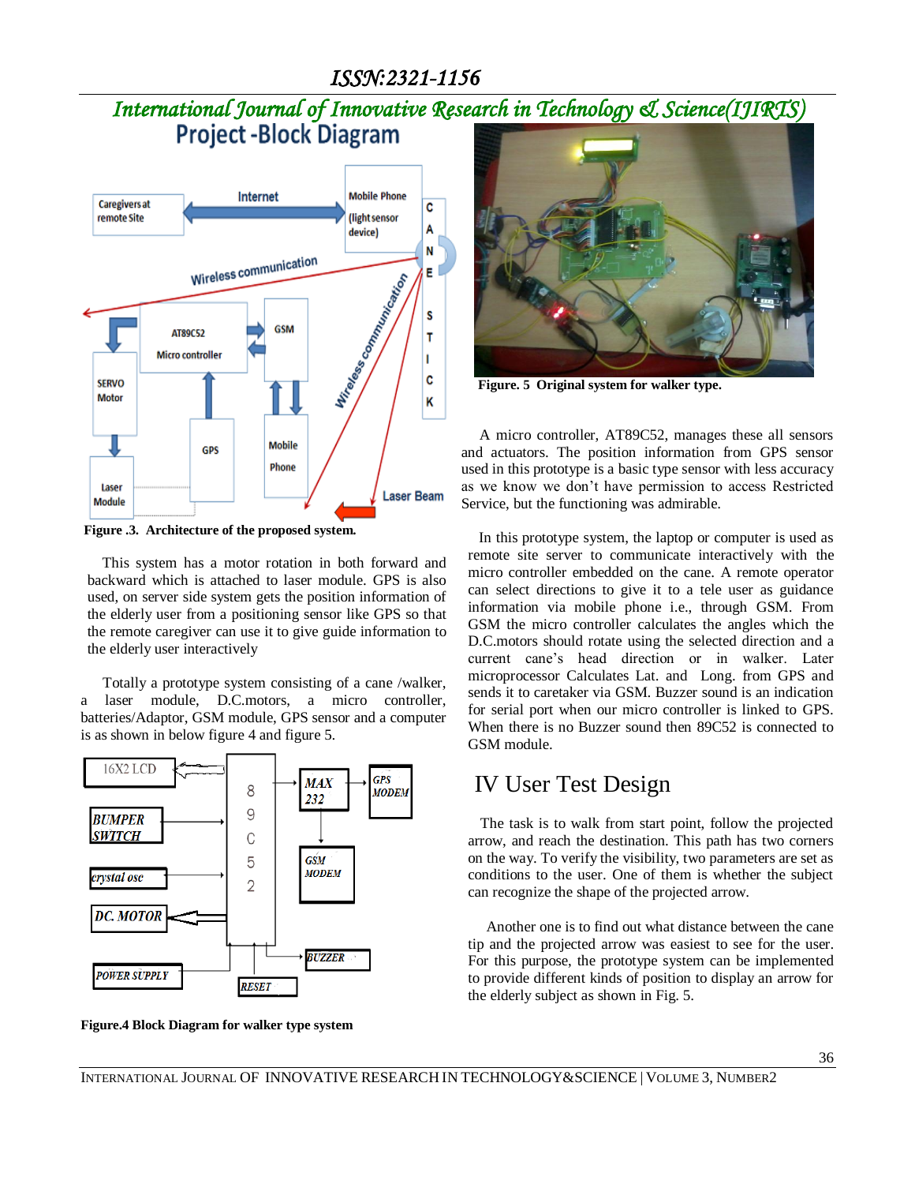Project -Block Diagram

Caregivers at remote Site

Internet

Mobile Phone (light sensor device)

C A N E S T I C K

Wireless communication

AT89C52 Micro controller

GSM

SERVO Motor

Wireless communication

GPS

Mobile Phone

Laser Module

Laser Beam

**Figure .3. Architecture of the proposed system.**

This system has a motor rotation in both forward and backward which is attached to laser module. GPS is also used, on server side system gets the position information of the elderly user from a positioning sensor like GPS so that the remote caregiver can use it to give guide information to the elderly user interactively

Totally a prototype system consisting of a cane /walker, a laser module, D.C.motors, a micro controller, batteries/Adaptor, GSM module, GPS sensor and a computer is as shown in below figure 4 and figure 5.

16X2 LCD

BUMPER SWITCH

crystal osc

DC MOTOR

POWER SUPPLY

8 9 C 5 2

MAX 232

GPS MODEM

GSM MODEM

BUZZER

RESET

**Figure.4 Block Diagram for walker type system**

**Figure. 5 Original system for walker type.**

A micro controller, AT89C52, manages these all sensors and actuators. The position information from GPS sensor used in this prototype is a basic type sensor with less accuracy as we know we don't have permission to access Restricted Service, but the functioning was admirable.

In this prototype system, the laptop or computer is used as remote site server to communicate interactively with the micro controller embedded on the cane. A remote operator can select directions to give it to a tele user as guidance information via mobile phone i.e., through GSM. From GSM the micro controller calculates the angles which the D.C.motors should rotate using the selected direction and a current cane's head direction or in walker. Later microprocessor Calculates Lat. and Long. from GPS and sends it to caretaker via GSM. Buzzer sound is an indication for serial port when our micro controller is linked to GPS. When there is no Buzzer sound then 89C52 is connected to GSM module.

## IV User Test Design

The task is to walk from start point, follow the projected arrow, and reach the destination. This path has two corners on the way. To verify the visibility, two parameters are set as conditions to the user. One of them is whether the subject can recognize the shape of the projected arrow.

Another one is to find out what distance between the cane tip and the projected arrow was easiest to see for the user. For this purpose, the prototype system can be implemented to provide different kinds of position to display an arrow for the elderly subject as shown in Fig. 5.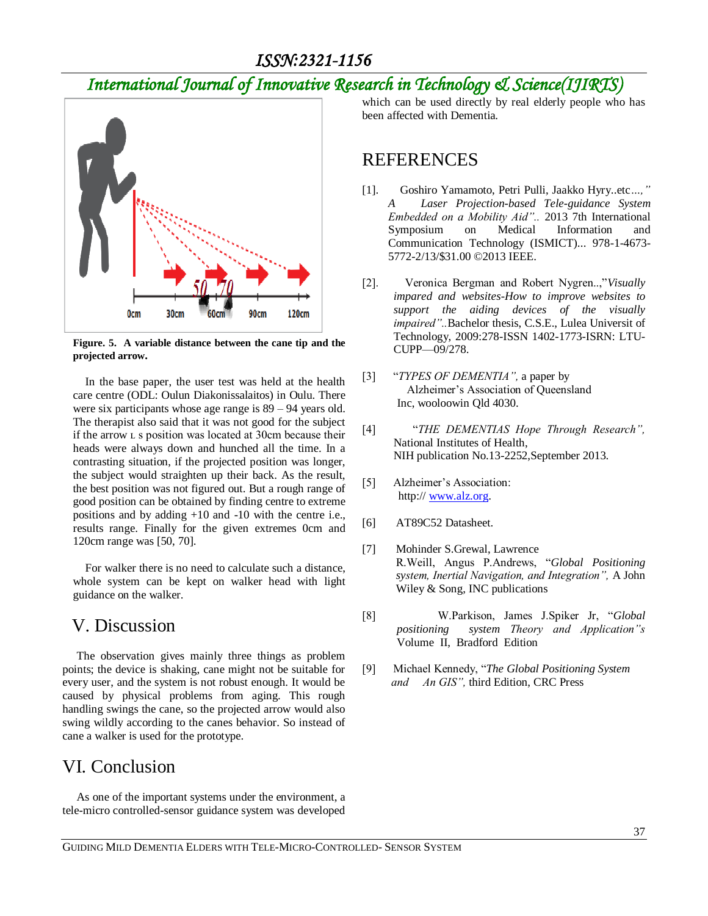Figure. 5. A variable distance between the cane tip and the projected arrow.

In the base paper, the user test was held at the health care centre (ODL: Oulun Diakonissalaitos) in Oulu. There were six participants whose age range is 89 – 94 years old. The therapist also said that it was not good for the subject if the arrow L s position was located at 30cm because their heads were always down and hunched all the time. In a contrasting situation, if the projected position was longer, the subject would straighten up their back. As the result, the best position was not figured out. But a rough range of good position can be obtained by finding centre to extreme positions and by adding +10 and -10 with the centre i.e., results range. Finally for the given extremes 0cm and 120cm range was [50, 70].

For walker there is no need to calculate such a distance, whole system can be kept on walker head with light guidance on the walker.

## V. Discussion

The observation gives mainly three things as problem points; the device is shaking, cane might not be suitable for every user, and the system is not robust enough. It would be caused by physical problems from aging. This rough handling swings the cane, so the projected arrow would also swing wildly according to the canes behavior. So instead of cane a walker is used for the prototype.

## VI. Conclusion

As one of the important systems under the environment, a tele-micro controlled-sensor guidance system was developed which can be used directly by real elderly people who has been affected with Dementia.

## REFERENCES

[1]. Goshiro Yamamoto, Petri Pulli, Jaakko Hyry..etc*...," A Laser Projection-based Tele-guidance System Embedded on a Mobility Aid"..* 2013 7th International Symposium on Medical Information and Communication Technology (ISMICT)... 978-1-4673-5772-2/13/$31.00 ©2013 IEEE.

[2]. Veronica Bergman and Robert Nygren..,"*Visually impared and websites-How to improve websites to support the aiding devices of the visually impaired"..*Bachelor thesis, C.S.E., Lulea Universit of Technology, 2009:278-ISSN 1402-1773-ISRN: LTU-CUPP—09/278.

[3] "*TYPES OF DEMENTIA",* a paper by Alzheimer's Association of Queensland Inc, wooloowin Qld 4030.

[4] "*THE DEMENTIAS Hope Through Research",* National Institutes of Health, NIH publication No.13-2252,September 2013.

[5] Alzheimer's Association: http:// www.alz.org.

[6] AT89C52 Datasheet.

[7] Mohinder S.Grewal, Lawrence R.Weill, Angus P.Andrews, "*Global Positioning system, Inertial Navigation, and Integration",* A John Wiley & Song, INC publications

[8] W.Parkison, James J.Spiker Jr, "*Global positioning system Theory and Application"s* Volume II, Bradford Edition

[9] Michael Kennedy, "*The Global Positioning System and An GIS",* third Edition, CRC Press